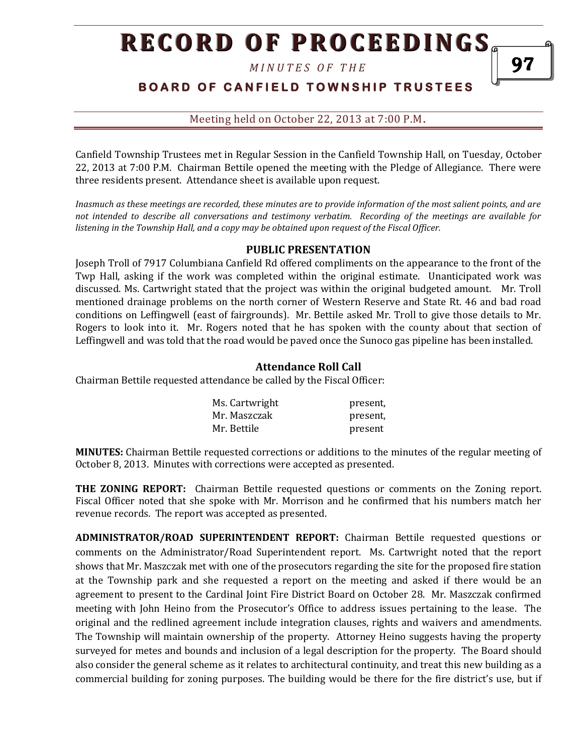# RECORD OF PROCEEDINGS

*MINUTES OF THE*

**BOARD OF CANFIELD TOWNSHIP TRUSTEES**

Meeting held on October 22, 2013 at 7:00 P.M.

Canfield Township Trustees met in Regular Session in the Canfield Township Hall, on Tuesday, October 22, 2013 at 7:00 P.M. Chairman Bettile opened the meeting with the Pledge of Allegiance. There were three residents present. Attendance sheet is available upon request.

*Inasmuch as these meetings are recorded, these minutes are to provide information of the most salient points, and are not intended to describe all conversations and testimony verbatim. Recording of the meetings are available for listening in the Township Hall, and a copy may be obtained upon request of the Fiscal Officer.*

## PUBLIC PRESENTATION

Joseph Troll of 7917 Columbiana Canfield Rd offered compliments on the appearance to the front of the Twp Hall, asking if the work was completed within the original estimate. Unanticipated work was discussed. Ms. Cartwright stated that the project was within the original budgeted amount. Mr. Troll mentioned drainage problems on the north corner of Western Reserve and State Rt. 46 and bad road conditions on Leffingwell (east of fairgrounds). Mr. Bettile asked Mr. Troll to give those details to Mr. Rogers to look into it. Mr. Rogers noted that he has spoken with the county about that section of Leffingwell and was told that the road would be paved once the Sunoco gas pipeline has been installed.

## Attendance Roll Call

Chairman Bettile requested attendance be called by the Fiscal Officer:

| | |
|---|---|
| Ms. Cartwright | present, |
| Mr. Maszczak | present, |
| Mr. Bettile | present |

**MINUTES:** Chairman Bettile requested corrections or additions to the minutes of the regular meeting of October 8, 2013. Minutes with corrections were accepted as presented.

**THE ZONING REPORT:** Chairman Bettile requested questions or comments on the Zoning report. Fiscal Officer noted that she spoke with Mr. Morrison and he confirmed that his numbers match her revenue records. The report was accepted as presented.

**ADMINISTRATOR/ROAD SUPERINTENDENT REPORT:** Chairman Bettile requested questions or comments on the Administrator/Road Superintendent report. Ms. Cartwright noted that the report shows that Mr. Maszczak met with one of the prosecutors regarding the site for the proposed fire station at the Township park and she requested a report on the meeting and asked if there would be an agreement to present to the Cardinal Joint Fire District Board on October 28. Mr. Maszczak confirmed meeting with John Heino from the Prosecutor's Office to address issues pertaining to the lease. The original and the redlined agreement include integration clauses, rights and waivers and amendments. The Township will maintain ownership of the property. Attorney Heino suggests having the property surveyed for metes and bounds and inclusion of a legal description for the property. The Board should also consider the general scheme as it relates to architectural continuity, and treat this new building as a commercial building for zoning purposes. The building would be there for the fire district's use, but if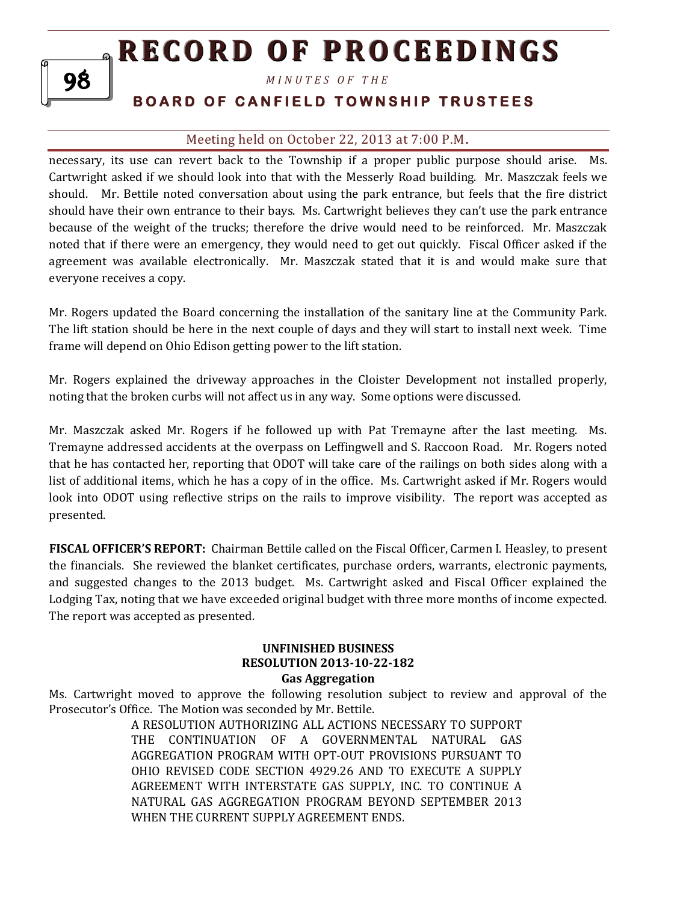necessary, its use can revert back to the Township if a proper public purpose should arise. Ms. Cartwright asked if we should look into that with the Messerly Road building. Mr. Maszczak feels we should. Mr. Bettile noted conversation about using the park entrance, but feels that the fire district should have their own entrance to their bays. Ms. Cartwright believes they can't use the park entrance because of the weight of the trucks; therefore the drive would need to be reinforced. Mr. Maszczak noted that if there were an emergency, they would need to get out quickly. Fiscal Officer asked if the agreement was available electronically. Mr. Maszczak stated that it is and would make sure that everyone receives a copy.

Mr. Rogers updated the Board concerning the installation of the sanitary line at the Community Park. The lift station should be here in the next couple of days and they will start to install next week. Time frame will depend on Ohio Edison getting power to the lift station.

Mr. Rogers explained the driveway approaches in the Cloister Development not installed properly, noting that the broken curbs will not affect us in any way. Some options were discussed.

Mr. Maszczak asked Mr. Rogers if he followed up with Pat Tremayne after the last meeting. Ms. Tremayne addressed accidents at the overpass on Leffingwell and S. Raccoon Road. Mr. Rogers noted that he has contacted her, reporting that ODOT will take care of the railings on both sides along with a list of additional items, which he has a copy of in the office. Ms. Cartwright asked if Mr. Rogers would look into ODOT using reflective strips on the rails to improve visibility. The report was accepted as presented.

**FISCAL OFFICER'S REPORT:** Chairman Bettile called on the Fiscal Officer, Carmen I. Heasley, to present the financials. She reviewed the blanket certificates, purchase orders, warrants, electronic payments, and suggested changes to the 2013 budget. Ms. Cartwright asked and Fiscal Officer explained the Lodging Tax, noting that we have exceeded original budget with three more months of income expected. The report was accepted as presented.

**UNFINISHED BUSINESS**
**RESOLUTION 2013-10-22-182**
**Gas Aggregation**

Ms. Cartwright moved to approve the following resolution subject to review and approval of the Prosecutor's Office. The Motion was seconded by Mr. Bettile.

> A RESOLUTION AUTHORIZING ALL ACTIONS NECESSARY TO SUPPORT THE CONTINUATION OF A GOVERNMENTAL NATURAL GAS AGGREGATION PROGRAM WITH OPT-OUT PROVISIONS PURSUANT TO OHIO REVISED CODE SECTION 4929.26 AND TO EXECUTE A SUPPLY AGREEMENT WITH INTERSTATE GAS SUPPLY, INC. TO CONTINUE A NATURAL GAS AGGREGATION PROGRAM BEYOND SEPTEMBER 2013 WHEN THE CURRENT SUPPLY AGREEMENT ENDS.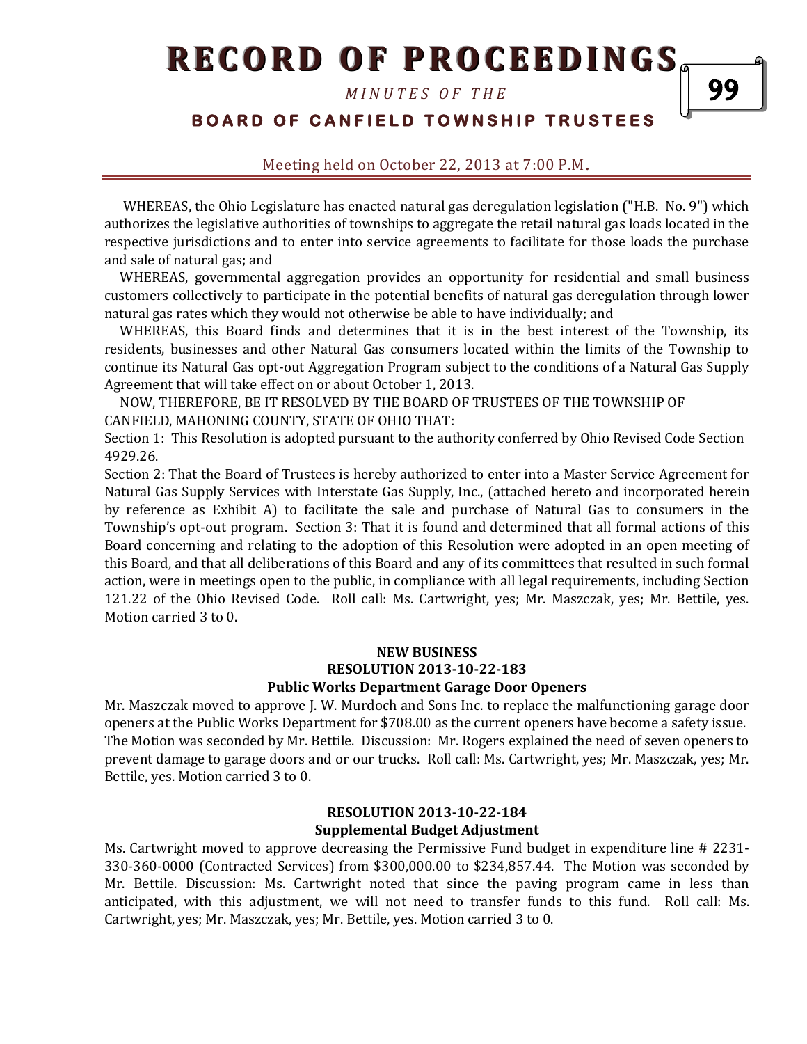WHEREAS, the Ohio Legislature has enacted natural gas deregulation legislation ("H.B. No. 9") which authorizes the legislative authorities of townships to aggregate the retail natural gas loads located in the respective jurisdictions and to enter into service agreements to facilitate for those loads the purchase and sale of natural gas; and

WHEREAS, governmental aggregation provides an opportunity for residential and small business customers collectively to participate in the potential benefits of natural gas deregulation through lower natural gas rates which they would not otherwise be able to have individually; and

WHEREAS, this Board finds and determines that it is in the best interest of the Township, its residents, businesses and other Natural Gas consumers located within the limits of the Township to continue its Natural Gas opt-out Aggregation Program subject to the conditions of a Natural Gas Supply Agreement that will take effect on or about October 1, 2013.

NOW, THEREFORE, BE IT RESOLVED BY THE BOARD OF TRUSTEES OF THE TOWNSHIP OF CANFIELD, MAHONING COUNTY, STATE OF OHIO THAT:

Section 1: This Resolution is adopted pursuant to the authority conferred by Ohio Revised Code Section 4929.26.

Section 2: That the Board of Trustees is hereby authorized to enter into a Master Service Agreement for Natural Gas Supply Services with Interstate Gas Supply, Inc., (attached hereto and incorporated herein by reference as Exhibit A) to facilitate the sale and purchase of Natural Gas to consumers in the Township's opt-out program. Section 3: That it is found and determined that all formal actions of this Board concerning and relating to the adoption of this Resolution were adopted in an open meeting of this Board, and that all deliberations of this Board and any of its committees that resulted in such formal action, were in meetings open to the public, in compliance with all legal requirements, including Section 121.22 of the Ohio Revised Code. Roll call: Ms. Cartwright, yes; Mr. Maszczak, yes; Mr. Bettile, yes. Motion carried 3 to 0.

**NEW BUSINESS**

**RESOLUTION 2013-10-22-183**

**Public Works Department Garage Door Openers**

Mr. Maszczak moved to approve J. W. Murdoch and Sons Inc. to replace the malfunctioning garage door openers at the Public Works Department for $708.00 as the current openers have become a safety issue. The Motion was seconded by Mr. Bettile. Discussion: Mr. Rogers explained the need of seven openers to prevent damage to garage doors and or our trucks. Roll call: Ms. Cartwright, yes; Mr. Maszczak, yes; Mr. Bettile, yes. Motion carried 3 to 0.

**RESOLUTION 2013-10-22-184**

**Supplemental Budget Adjustment**

Ms. Cartwright moved to approve decreasing the Permissive Fund budget in expenditure line # 2231-330-360-0000 (Contracted Services) from $300,000.00 to $234,857.44. The Motion was seconded by Mr. Bettile. Discussion: Ms. Cartwright noted that since the paving program came in less than anticipated, with this adjustment, we will not need to transfer funds to this fund. Roll call: Ms. Cartwright, yes; Mr. Maszczak, yes; Mr. Bettile, yes. Motion carried 3 to 0.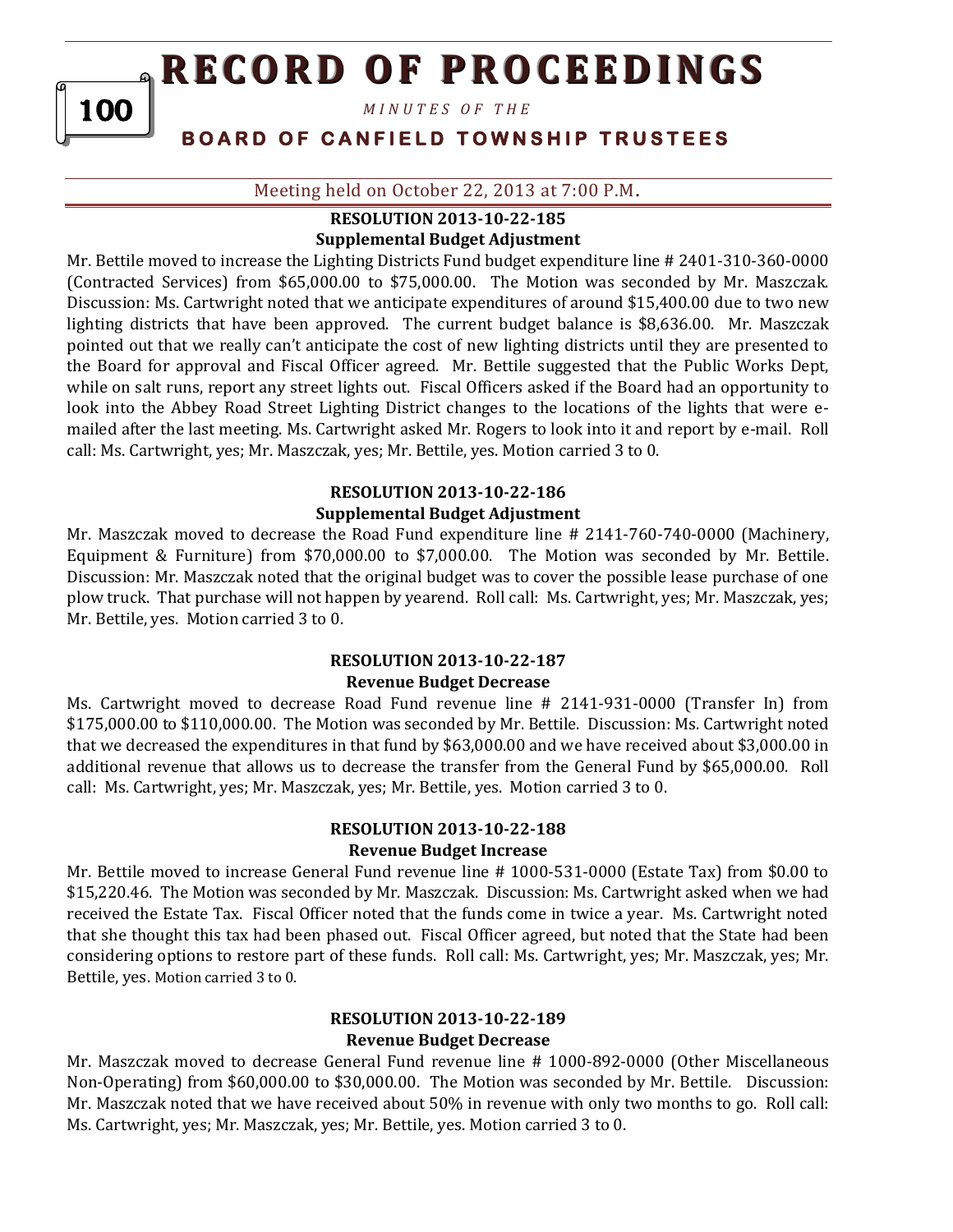Meeting held on October 22, 2013 at 7:00 P.M.

**RESOLUTION 2013-10-22-185**
**Supplemental Budget Adjustment**

Mr. Bettile moved to increase the Lighting Districts Fund budget expenditure line # 2401-310-360-0000 (Contracted Services) from $65,000.00 to $75,000.00. The Motion was seconded by Mr. Maszczak. Discussion: Ms. Cartwright noted that we anticipate expenditures of around $15,400.00 due to two new lighting districts that have been approved. The current budget balance is $8,636.00. Mr. Maszczak pointed out that we really can't anticipate the cost of new lighting districts until they are presented to the Board for approval and Fiscal Officer agreed. Mr. Bettile suggested that the Public Works Dept, while on salt runs, report any street lights out. Fiscal Officers asked if the Board had an opportunity to look into the Abbey Road Street Lighting District changes to the locations of the lights that were e-mailed after the last meeting. Ms. Cartwright asked Mr. Rogers to look into it and report by e-mail. Roll call: Ms. Cartwright, yes; Mr. Maszczak, yes; Mr. Bettile, yes. Motion carried 3 to 0.

**RESOLUTION 2013-10-22-186**
**Supplemental Budget Adjustment**

Mr. Maszczak moved to decrease the Road Fund expenditure line # 2141-760-740-0000 (Machinery, Equipment & Furniture) from $70,000.00 to $7,000.00. The Motion was seconded by Mr. Bettile. Discussion: Mr. Maszczak noted that the original budget was to cover the possible lease purchase of one plow truck. That purchase will not happen by yearend. Roll call: Ms. Cartwright, yes; Mr. Maszczak, yes; Mr. Bettile, yes. Motion carried 3 to 0.

**RESOLUTION 2013-10-22-187**
**Revenue Budget Decrease**

Ms. Cartwright moved to decrease Road Fund revenue line # 2141-931-0000 (Transfer In) from $175,000.00 to $110,000.00. The Motion was seconded by Mr. Bettile. Discussion: Ms. Cartwright noted that we decreased the expenditures in that fund by $63,000.00 and we have received about $3,000.00 in additional revenue that allows us to decrease the transfer from the General Fund by $65,000.00. Roll call: Ms. Cartwright, yes; Mr. Maszczak, yes; Mr. Bettile, yes. Motion carried 3 to 0.

**RESOLUTION 2013-10-22-188**
**Revenue Budget Increase**

Mr. Bettile moved to increase General Fund revenue line # 1000-531-0000 (Estate Tax) from $0.00 to $15,220.46. The Motion was seconded by Mr. Maszczak. Discussion: Ms. Cartwright asked when we had received the Estate Tax. Fiscal Officer noted that the funds come in twice a year. Ms. Cartwright noted that she thought this tax had been phased out. Fiscal Officer agreed, but noted that the State had been considering options to restore part of these funds. Roll call: Ms. Cartwright, yes; Mr. Maszczak, yes; Mr. Bettile, yes. Motion carried 3 to 0.

**RESOLUTION 2013-10-22-189**
**Revenue Budget Decrease**

Mr. Maszczak moved to decrease General Fund revenue line # 1000-892-0000 (Other Miscellaneous Non-Operating) from $60,000.00 to $30,000.00. The Motion was seconded by Mr. Bettile. Discussion: Mr. Maszczak noted that we have received about 50% in revenue with only two months to go. Roll call: Ms. Cartwright, yes; Mr. Maszczak, yes; Mr. Bettile, yes. Motion carried 3 to 0.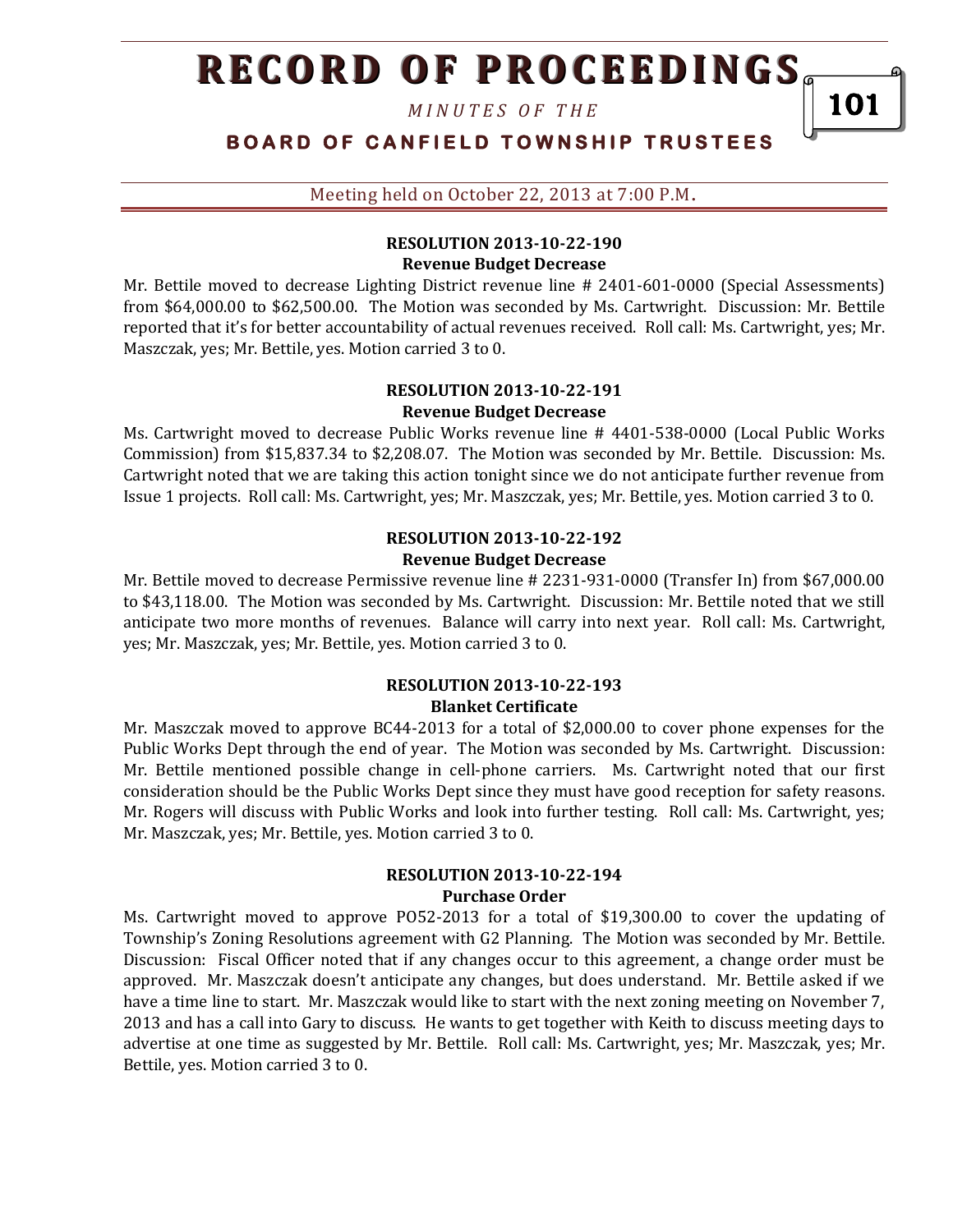### RESOLUTION 2013-10-22-190
**Revenue Budget Decrease**

Mr. Bettile moved to decrease Lighting District revenue line # 2401-601-0000 (Special Assessments) from $64,000.00 to $62,500.00. The Motion was seconded by Ms. Cartwright. Discussion: Mr. Bettile reported that it's for better accountability of actual revenues received. Roll call: Ms. Cartwright, yes; Mr. Maszczak, yes; Mr. Bettile, yes. Motion carried 3 to 0.

### RESOLUTION 2013-10-22-191
**Revenue Budget Decrease**

Ms. Cartwright moved to decrease Public Works revenue line # 4401-538-0000 (Local Public Works Commission) from $15,837.34 to $2,208.07. The Motion was seconded by Mr. Bettile. Discussion: Ms. Cartwright noted that we are taking this action tonight since we do not anticipate further revenue from Issue 1 projects. Roll call: Ms. Cartwright, yes; Mr. Maszczak, yes; Mr. Bettile, yes. Motion carried 3 to 0.

### RESOLUTION 2013-10-22-192
**Revenue Budget Decrease**

Mr. Bettile moved to decrease Permissive revenue line # 2231-931-0000 (Transfer In) from $67,000.00 to $43,118.00. The Motion was seconded by Ms. Cartwright. Discussion: Mr. Bettile noted that we still anticipate two more months of revenues. Balance will carry into next year. Roll call: Ms. Cartwright, yes; Mr. Maszczak, yes; Mr. Bettile, yes. Motion carried 3 to 0.

### RESOLUTION 2013-10-22-193
**Blanket Certificate**

Mr. Maszczak moved to approve BC44-2013 for a total of $2,000.00 to cover phone expenses for the Public Works Dept through the end of year. The Motion was seconded by Ms. Cartwright. Discussion: Mr. Bettile mentioned possible change in cell-phone carriers. Ms. Cartwright noted that our first consideration should be the Public Works Dept since they must have good reception for safety reasons. Mr. Rogers will discuss with Public Works and look into further testing. Roll call: Ms. Cartwright, yes; Mr. Maszczak, yes; Mr. Bettile, yes. Motion carried 3 to 0.

### RESOLUTION 2013-10-22-194
**Purchase Order**

Ms. Cartwright moved to approve PO52-2013 for a total of $19,300.00 to cover the updating of Township's Zoning Resolutions agreement with G2 Planning. The Motion was seconded by Mr. Bettile. Discussion: Fiscal Officer noted that if any changes occur to this agreement, a change order must be approved. Mr. Maszczak doesn't anticipate any changes, but does understand. Mr. Bettile asked if we have a time line to start. Mr. Maszczak would like to start with the next zoning meeting on November 7, 2013 and has a call into Gary to discuss. He wants to get together with Keith to discuss meeting days to advertise at one time as suggested by Mr. Bettile. Roll call: Ms. Cartwright, yes; Mr. Maszczak, yes; Mr. Bettile, yes. Motion carried 3 to 0.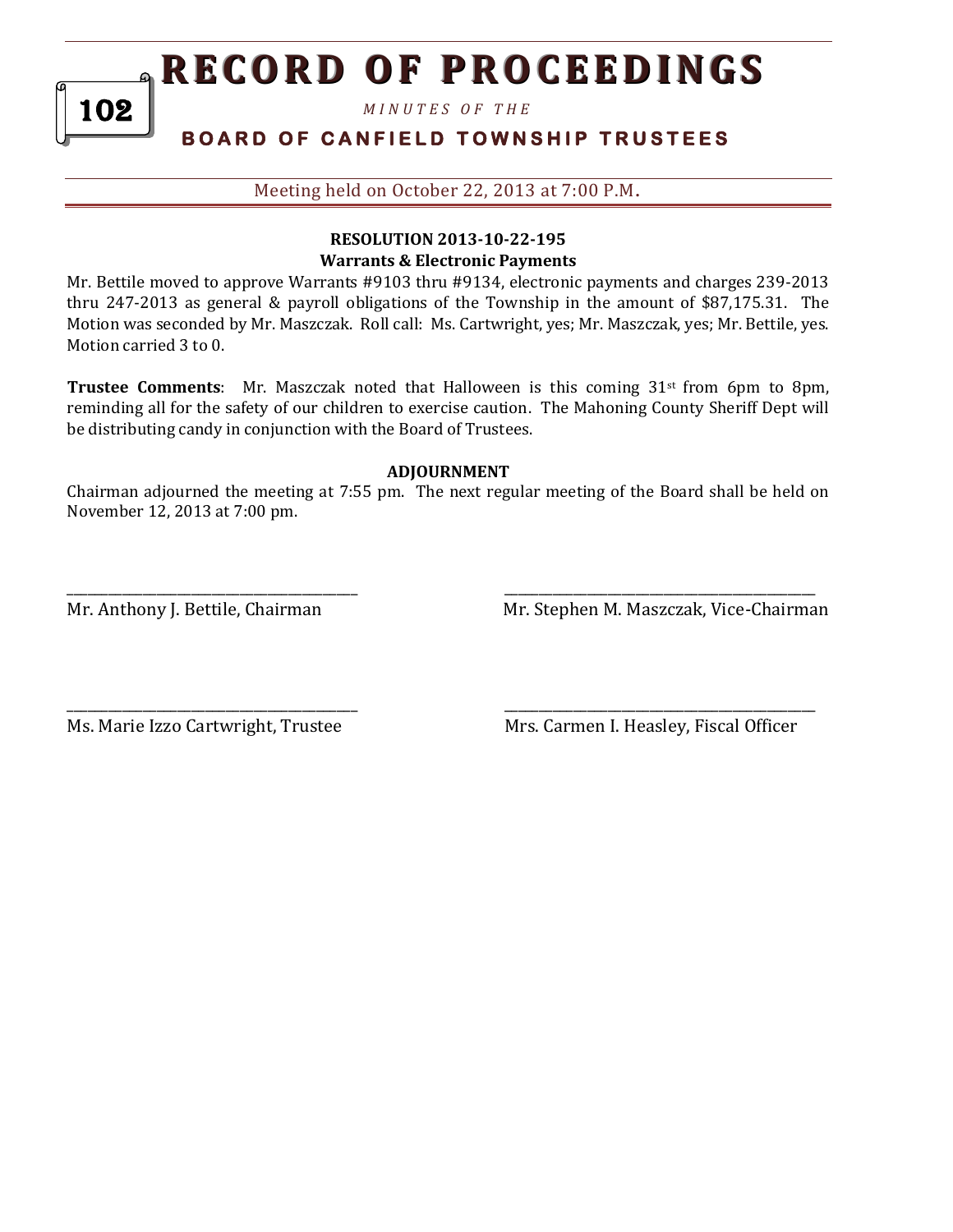**RESOLUTION 2013-10-22-195**
**Warrants & Electronic Payments**

Mr. Bettile moved to approve Warrants #9103 thru #9134, electronic payments and charges 239-2013 thru 247-2013 as general & payroll obligations of the Township in the amount of $87,175.31. The Motion was seconded by Mr. Maszczak. Roll call: Ms. Cartwright, yes; Mr. Maszczak, yes; Mr. Bettile, yes. Motion carried 3 to 0.

**Trustee Comments**: Mr. Maszczak noted that Halloween is this coming 31st from 6pm to 8pm, reminding all for the safety of our children to exercise caution. The Mahoning County Sheriff Dept will be distributing candy in conjunction with the Board of Trustees.

**ADJOURNMENT**

Chairman adjourned the meeting at 7:55 pm. The next regular meeting of the Board shall be held on November 12, 2013 at 7:00 pm.

\_\_\_\_\_\_\_\_\_\_\_\_\_\_\_\_\_\_\_\_\_\_\_\_\_\_\_\_\_\_\_\_\_\_\_\_\_\_\_\_
Mr. Anthony J. Bettile, Chairman

\_\_\_\_\_\_\_\_\_\_\_\_\_\_\_\_\_\_\_\_\_\_\_\_\_\_\_\_\_\_\_\_\_\_\_\_\_\_\_\_
Mr. Stephen M. Maszczak, Vice-Chairman

\_\_\_\_\_\_\_\_\_\_\_\_\_\_\_\_\_\_\_\_\_\_\_\_\_\_\_\_\_\_\_\_\_\_\_\_\_\_\_\_
Ms. Marie Izzo Cartwright, Trustee

\_\_\_\_\_\_\_\_\_\_\_\_\_\_\_\_\_\_\_\_\_\_\_\_\_\_\_\_\_\_\_\_\_\_\_\_\_\_\_\_
Mrs. Carmen I. Heasley, Fiscal Officer